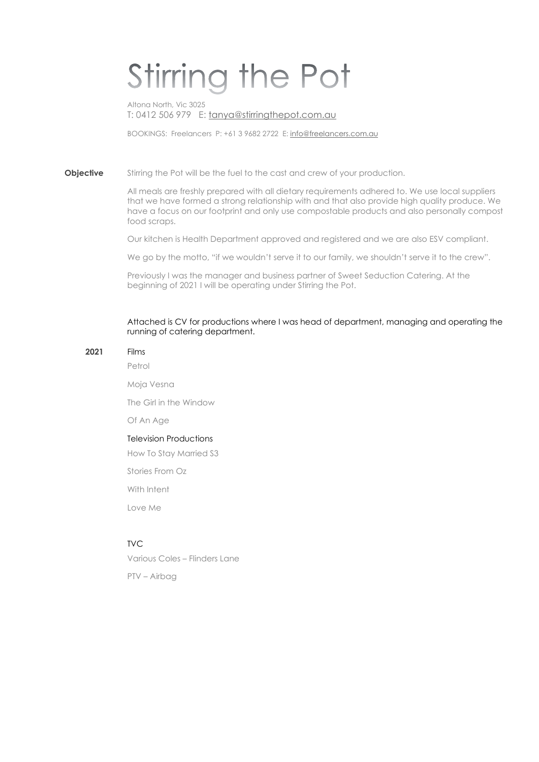# Stirring the Pot

Altona North, Vic 3025

T: 0412 506 979 E: [tanya@stirringthepot.com.au](mailto:tanya@stirringthepot.com.au)

BOOKINGS: Freelancers P: +61 3 9682 2722 E: [info@freelancers.com.au](mailto:info@freelancers.com.au)

**Objective**

Stirring the Pot will be the fuel to the cast and crew of your production.

All meals are freshly prepared with all dietary requirements adhered to. We use local suppliers that we have formed a strong relationship with and that also provide high quality produce. We have a focus on our footprint and only use compostable products and also personally compost food scraps.

Our kitchen is Health Department approved and registered and we are also ESV compliant.

We go by the motto, "if we wouldn't serve it to our family, we shouldn't serve it to the crew".

Previously I was the manager and business partner of Sweet Seduction Catering. At the beginning of 2021 I will be operating under Stirring the Pot.

Attached is CV for productions where I was head of department, managing and operating the running of catering department.

**2021**

Films

Petrol

Moja Vesna

The Girl in the Window

Of An Age

Television Productions

How To Stay Married S3

Stories From Oz

With Intent

Love Me

TVC

Various Coles – Flinders Lane

PTV – Airbag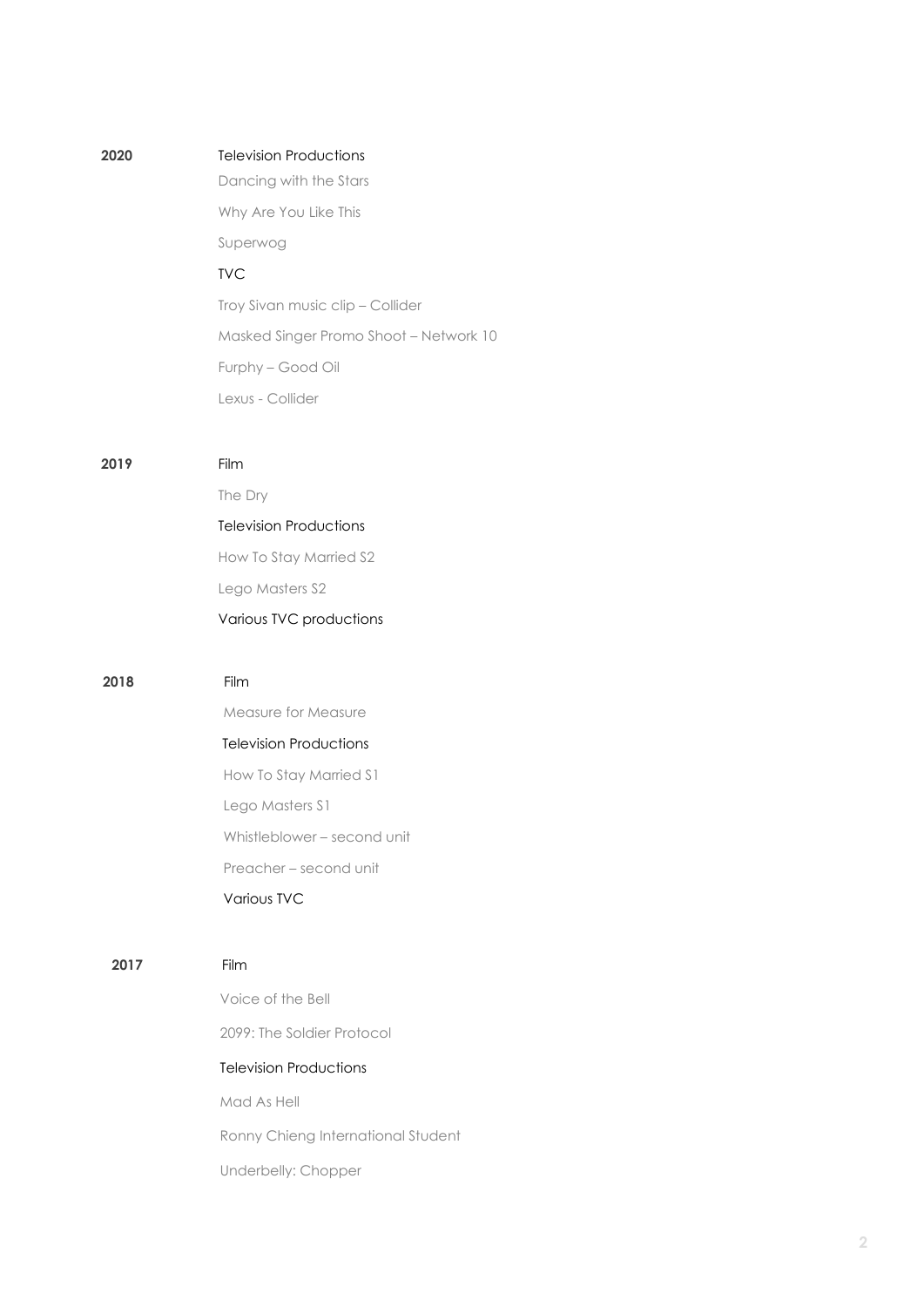**2020**

Television Productions

Dancing with the Stars

Why Are You Like This

Superwog

TVC

Troy Sivan music clip – Collider

Masked Singer Promo Shoot – Network 10

Furphy – Good Oil

Lexus - Collider

**2019**

Film

The Dry

Television Productions

How To Stay Married S2

Lego Masters S2

Various TVC productions

**2018**

Film

Measure for Measure

Television Productions

How To Stay Married S1

Lego Masters S1

Whistleblower – second unit

Preacher – second unit

Various TVC

**2017**

Film

Voice of the Bell

2099: The Soldier Protocol

Television Productions

Mad As Hell

Ronny Chieng International Student

Underbelly: Chopper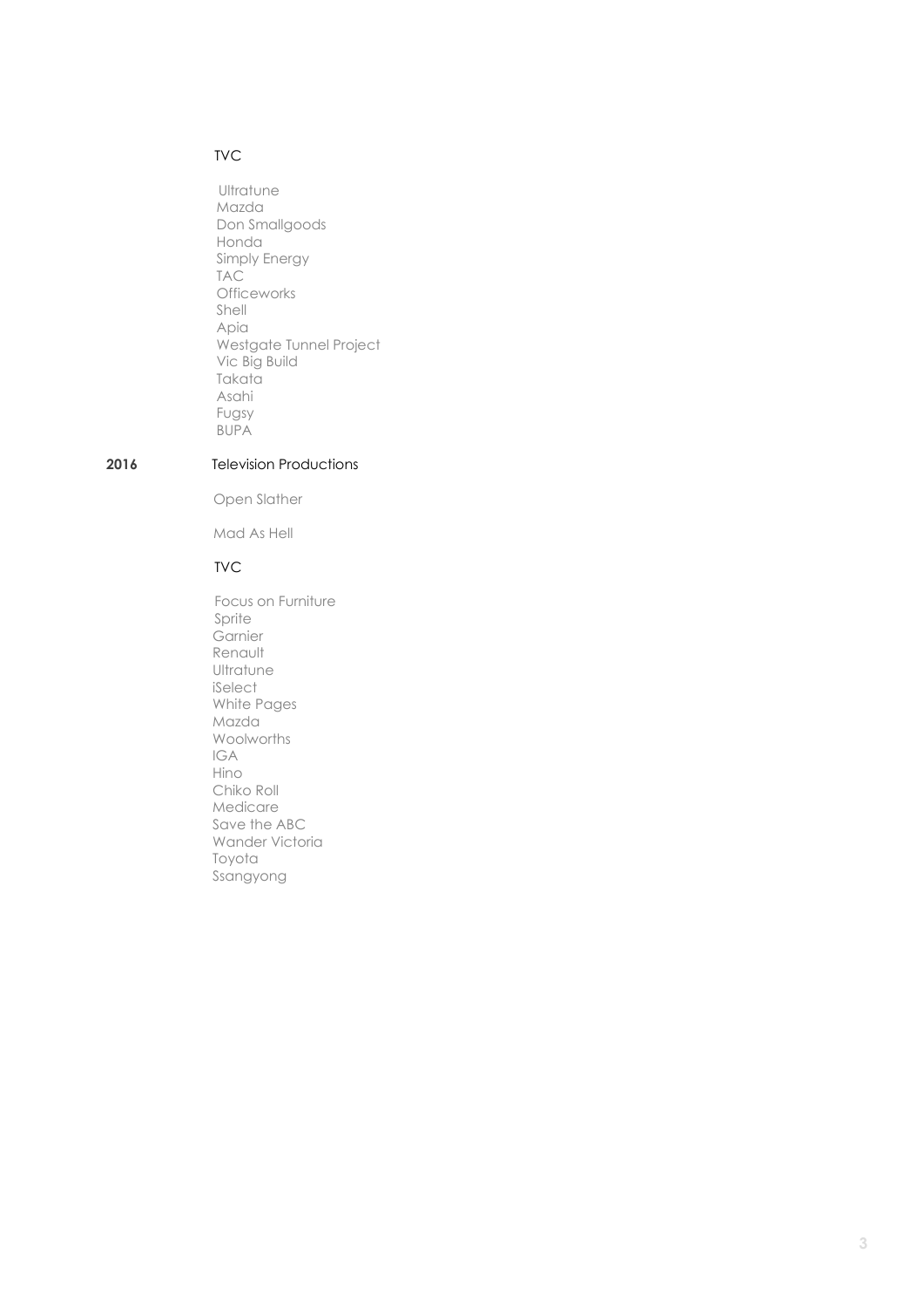TVC

Ultratune
Mazda
Don Smallgoods
Honda
Simply Energy
TAC
Officeworks
Shell
Apia
Westgate Tunnel Project
Vic Big Build
Takata
Asahi
Fugsy
BUPA

**2016** Television Productions

Open Slather

Mad As Hell

TVC

Focus on Furniture
Sprite
Garnier
Renault
Ultratune
iSelect
White Pages
Mazda
Woolworths
IGA
Hino
Chiko Roll
Medicare
Save the ABC
Wander Victoria
Toyota
Ssangyong